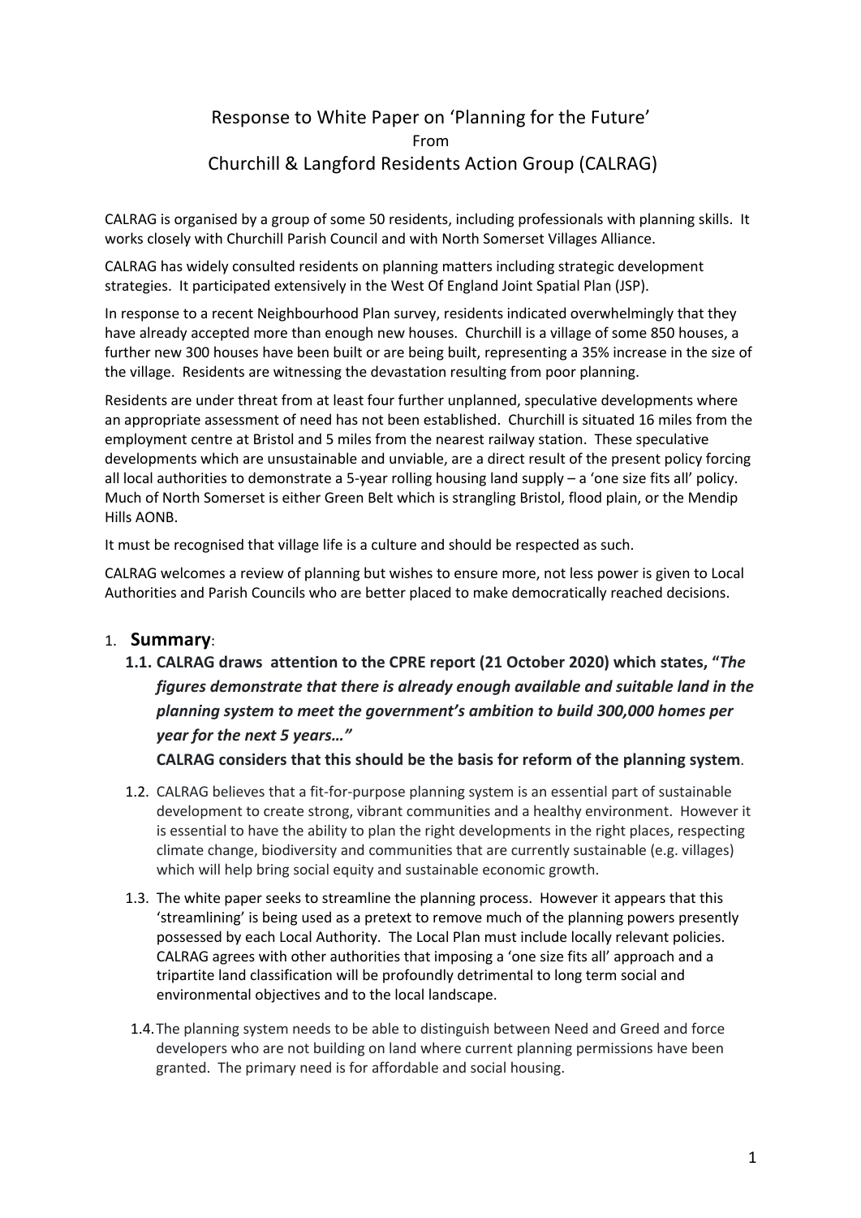# Response to White Paper on 'Planning for the Future'

From

# Churchill & Langford Residents Action Group (CALRAG)

CALRAG is organised by a group of some 50 residents, including professionals with planning skills. It works closely with Churchill Parish Council and with North Somerset Villages Alliance.

CALRAG has widely consulted residents on planning matters including strategic development strategies. It participated extensively in the West Of England Joint Spatial Plan (JSP).

In response to a recent Neighbourhood Plan survey, residents indicated overwhelmingly that they have already accepted more than enough new houses. Churchill is a village of some 850 houses, a further new 300 houses have been built or are being built, representing a 35% increase in the size of the village. Residents are witnessing the devastation resulting from poor planning.

Residents are under threat from at least four further unplanned, speculative developments where an appropriate assessment of need has not been established. Churchill is situated 16 miles from the employment centre at Bristol and 5 miles from the nearest railway station. These speculative developments which are unsustainable and unviable, are a direct result of the present policy forcing all local authorities to demonstrate a 5-year rolling housing land supply – a 'one size fits all' policy. Much of North Somerset is either Green Belt which is strangling Bristol, flood plain, or the Mendip Hills AONB.

It must be recognised that village life is a culture and should be respected as such.

CALRAG welcomes a review of planning but wishes to ensure more, not less power is given to Local Authorities and Parish Councils who are better placed to make democratically reached decisions.

## 1. Summary:

1.1. **CALRAG draws attention to the CPRE report (21 October 2020) which states, "*The figures demonstrate that there is already enough available and suitable land in the planning system to meet the government's ambition to build 300,000 homes per year for the next 5 years…*"**

**CALRAG considers that this should be the basis for reform of the planning system**.

1.2. CALRAG believes that a fit-for-purpose planning system is an essential part of sustainable development to create strong, vibrant communities and a healthy environment. However it is essential to have the ability to plan the right developments in the right places, respecting climate change, biodiversity and communities that are currently sustainable (e.g. villages) which will help bring social equity and sustainable economic growth.

1.3. The white paper seeks to streamline the planning process. However it appears that this 'streamlining' is being used as a pretext to remove much of the planning powers presently possessed by each Local Authority. The Local Plan must include locally relevant policies. CALRAG agrees with other authorities that imposing a 'one size fits all' approach and a tripartite land classification will be profoundly detrimental to long term social and environmental objectives and to the local landscape.

1.4. The planning system needs to be able to distinguish between Need and Greed and force developers who are not building on land where current planning permissions have been granted. The primary need is for affordable and social housing.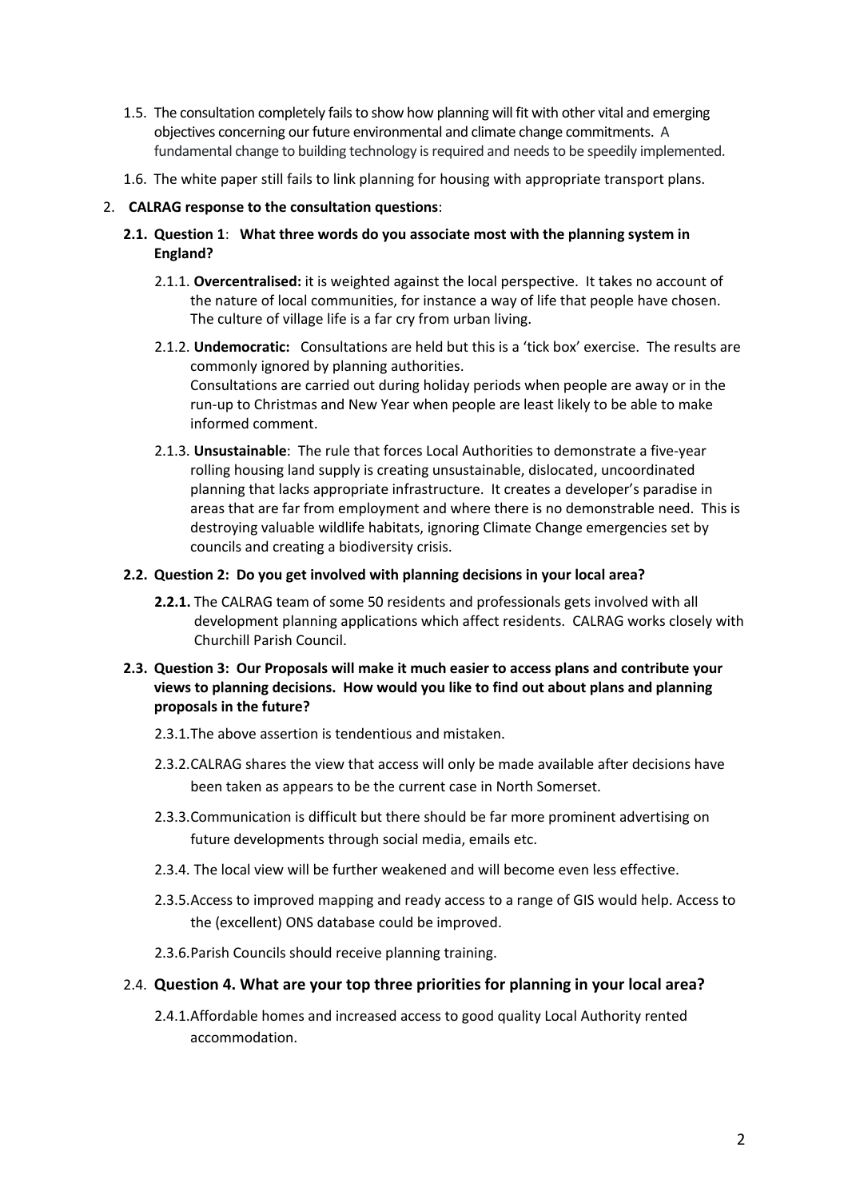1.5. The consultation completely fails to show how planning will fit with other vital and emerging objectives concerning our future environmental and climate change commitments. A fundamental change to building technology is required and needs to be speedily implemented.

1.6. The white paper still fails to link planning for housing with appropriate transport plans.

2. **CALRAG response to the consultation questions**:

**2.1. Question 1**: **What three words do you associate most with the planning system in England?**

2.1.1. **Overcentralised:** it is weighted against the local perspective. It takes no account of the nature of local communities, for instance a way of life that people have chosen. The culture of village life is a far cry from urban living.

2.1.2. **Undemocratic:** Consultations are held but this is a 'tick box' exercise. The results are commonly ignored by planning authorities.
Consultations are carried out during holiday periods when people are away or in the run-up to Christmas and New Year when people are least likely to be able to make informed comment.

2.1.3. **Unsustainable**: The rule that forces Local Authorities to demonstrate a five-year rolling housing land supply is creating unsustainable, dislocated, uncoordinated planning that lacks appropriate infrastructure. It creates a developer's paradise in areas that are far from employment and where there is no demonstrable need. This is destroying valuable wildlife habitats, ignoring Climate Change emergencies set by councils and creating a biodiversity crisis.

**2.2. Question 2: Do you get involved with planning decisions in your local area?**

**2.2.1.** The CALRAG team of some 50 residents and professionals gets involved with all development planning applications which affect residents. CALRAG works closely with Churchill Parish Council.

**2.3. Question 3: Our Proposals will make it much easier to access plans and contribute your views to planning decisions. How would you like to find out about plans and planning proposals in the future?**

2.3.1. The above assertion is tendentious and mistaken.

2.3.2. CALRAG shares the view that access will only be made available after decisions have been taken as appears to be the current case in North Somerset.

2.3.3. Communication is difficult but there should be far more prominent advertising on future developments through social media, emails etc.

2.3.4. The local view will be further weakened and will become even less effective.

2.3.5. Access to improved mapping and ready access to a range of GIS would help. Access to the (excellent) ONS database could be improved.

2.3.6. Parish Councils should receive planning training.

2.4. **Question 4. What are your top three priorities for planning in your local area?**

2.4.1. Affordable homes and increased access to good quality Local Authority rented accommodation.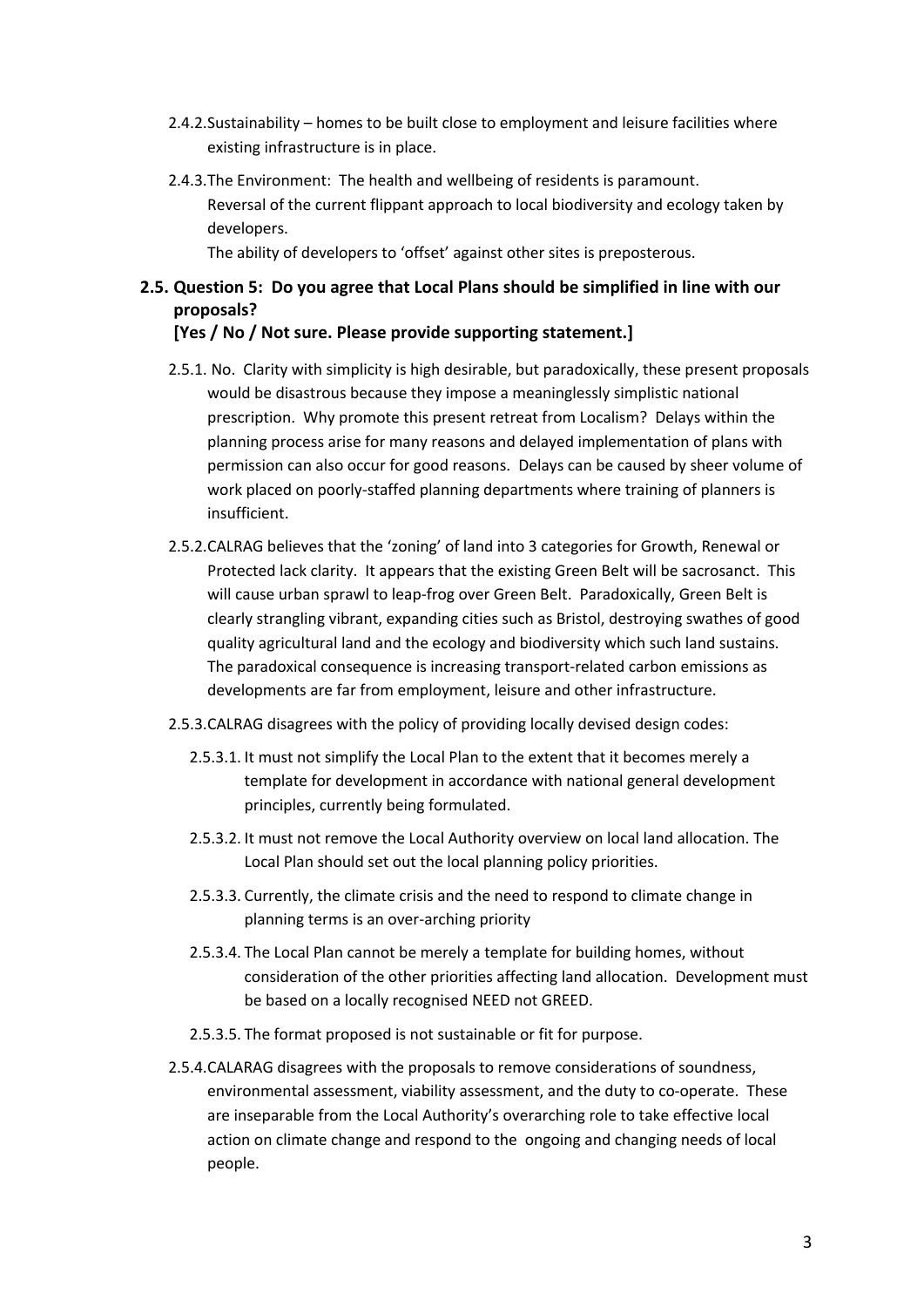2.4.2. Sustainability – homes to be built close to employment and leisure facilities where existing infrastructure is in place.

2.4.3. The Environment: The health and wellbeing of residents is paramount. Reversal of the current flippant approach to local biodiversity and ecology taken by developers. The ability of developers to 'offset' against other sites is preposterous.

### 2.5. Question 5: Do you agree that Local Plans should be simplified in line with our proposals? [Yes / No / Not sure. Please provide supporting statement.]

2.5.1. No. Clarity with simplicity is high desirable, but paradoxically, these present proposals would be disastrous because they impose a meaninglessly simplistic national prescription. Why promote this present retreat from Localism? Delays within the planning process arise for many reasons and delayed implementation of plans with permission can also occur for good reasons. Delays can be caused by sheer volume of work placed on poorly-staffed planning departments where training of planners is insufficient.

2.5.2. CALRAG believes that the 'zoning' of land into 3 categories for Growth, Renewal or Protected lack clarity. It appears that the existing Green Belt will be sacrosanct. This will cause urban sprawl to leap-frog over Green Belt. Paradoxically, Green Belt is clearly strangling vibrant, expanding cities such as Bristol, destroying swathes of good quality agricultural land and the ecology and biodiversity which such land sustains. The paradoxical consequence is increasing transport-related carbon emissions as developments are far from employment, leisure and other infrastructure.

2.5.3. CALRAG disagrees with the policy of providing locally devised design codes:

2.5.3.1. It must not simplify the Local Plan to the extent that it becomes merely a template for development in accordance with national general development principles, currently being formulated.

2.5.3.2. It must not remove the Local Authority overview on local land allocation. The Local Plan should set out the local planning policy priorities.

2.5.3.3. Currently, the climate crisis and the need to respond to climate change in planning terms is an over-arching priority

2.5.3.4. The Local Plan cannot be merely a template for building homes, without consideration of the other priorities affecting land allocation. Development must be based on a locally recognised NEED not GREED.

2.5.3.5. The format proposed is not sustainable or fit for purpose.

2.5.4. CALARAG disagrees with the proposals to remove considerations of soundness, environmental assessment, viability assessment, and the duty to co-operate. These are inseparable from the Local Authority's overarching role to take effective local action on climate change and respond to the ongoing and changing needs of local people.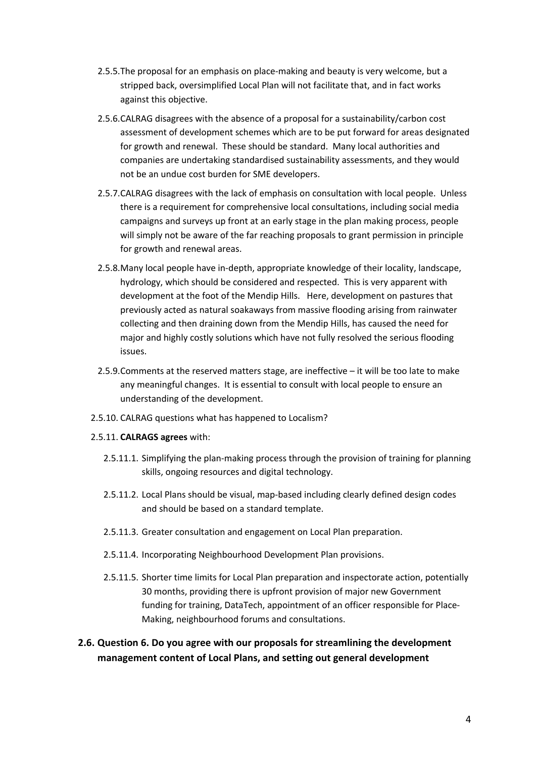2.5.5. The proposal for an emphasis on place-making and beauty is very welcome, but a stripped back, oversimplified Local Plan will not facilitate that, and in fact works against this objective.

2.5.6. CALRAG disagrees with the absence of a proposal for a sustainability/carbon cost assessment of development schemes which are to be put forward for areas designated for growth and renewal. These should be standard. Many local authorities and companies are undertaking standardised sustainability assessments, and they would not be an undue cost burden for SME developers.

2.5.7. CALRAG disagrees with the lack of emphasis on consultation with local people. Unless there is a requirement for comprehensive local consultations, including social media campaigns and surveys up front at an early stage in the plan making process, people will simply not be aware of the far reaching proposals to grant permission in principle for growth and renewal areas.

2.5.8. Many local people have in-depth, appropriate knowledge of their locality, landscape, hydrology, which should be considered and respected. This is very apparent with development at the foot of the Mendip Hills. Here, development on pastures that previously acted as natural soakaways from massive flooding arising from rainwater collecting and then draining down from the Mendip Hills, has caused the need for major and highly costly solutions which have not fully resolved the serious flooding issues.

2.5.9. Comments at the reserved matters stage, are ineffective – it will be too late to make any meaningful changes. It is essential to consult with local people to ensure an understanding of the development.

2.5.10. CALRAG questions what has happened to Localism?

2.5.11. **CALRAGS agrees** with:

2.5.11.1. Simplifying the plan-making process through the provision of training for planning skills, ongoing resources and digital technology.

2.5.11.2. Local Plans should be visual, map-based including clearly defined design codes and should be based on a standard template.

2.5.11.3. Greater consultation and engagement on Local Plan preparation.

2.5.11.4. Incorporating Neighbourhood Development Plan provisions.

2.5.11.5. Shorter time limits for Local Plan preparation and inspectorate action, potentially 30 months, providing there is upfront provision of major new Government funding for training, DataTech, appointment of an officer responsible for Place-Making, neighbourhood forums and consultations.

## 2.6. Question 6. Do you agree with our proposals for streamlining the development management content of Local Plans, and setting out general development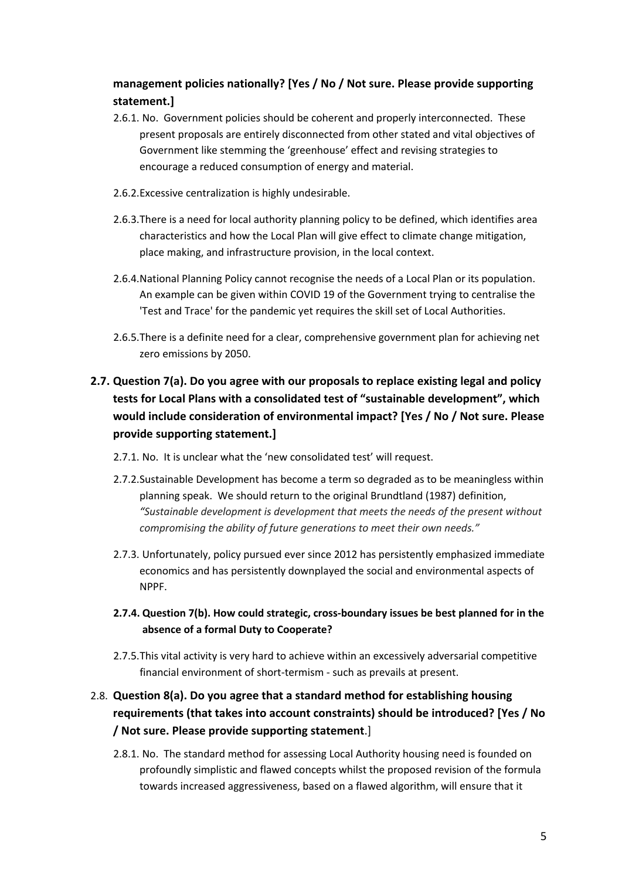**management policies nationally? [Yes / No / Not sure. Please provide supporting statement.]**

2.6.1. No. Government policies should be coherent and properly interconnected. These present proposals are entirely disconnected from other stated and vital objectives of Government like stemming the 'greenhouse' effect and revising strategies to encourage a reduced consumption of energy and material.

2.6.2. Excessive centralization is highly undesirable.

2.6.3. There is a need for local authority planning policy to be defined, which identifies area characteristics and how the Local Plan will give effect to climate change mitigation, place making, and infrastructure provision, in the local context.

2.6.4. National Planning Policy cannot recognise the needs of a Local Plan or its population. An example can be given within COVID 19 of the Government trying to centralise the 'Test and Trace' for the pandemic yet requires the skill set of Local Authorities.

2.6.5. There is a definite need for a clear, comprehensive government plan for achieving net zero emissions by 2050.

## 2.7. Question 7(a). Do you agree with our proposals to replace existing legal and policy tests for Local Plans with a consolidated test of "sustainable development", which would include consideration of environmental impact? [Yes / No / Not sure. Please provide supporting statement.]

2.7.1. No. It is unclear what the 'new consolidated test' will request.

2.7.2. Sustainable Development has become a term so degraded as to be meaningless within planning speak. We should return to the original Brundtland (1987) definition, *"Sustainable development is development that meets the needs of the present without compromising the ability of future generations to meet their own needs."*

2.7.3. Unfortunately, policy pursued ever since 2012 has persistently emphasized immediate economics and has persistently downplayed the social and environmental aspects of NPPF.

**2.7.4. Question 7(b). How could strategic, cross-boundary issues be best planned for in the absence of a formal Duty to Cooperate?**

2.7.5. This vital activity is very hard to achieve within an excessively adversarial competitive financial environment of short-termism - such as prevails at present.

## 2.8. Question 8(a). Do you agree that a standard method for establishing housing requirements (that takes into account constraints) should be introduced? [Yes / No / Not sure. Please provide supporting statement.]

2.8.1. No. The standard method for assessing Local Authority housing need is founded on profoundly simplistic and flawed concepts whilst the proposed revision of the formula towards increased aggressiveness, based on a flawed algorithm, will ensure that it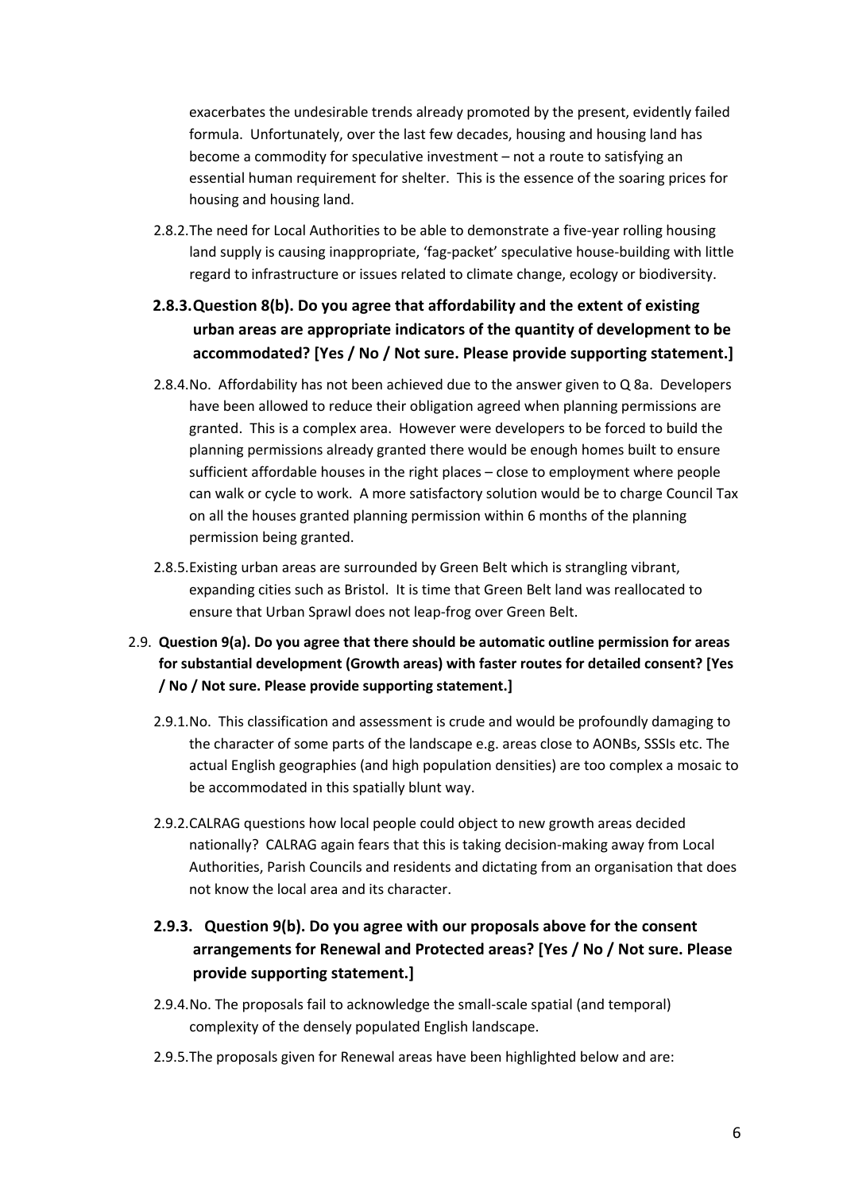exacerbates the undesirable trends already promoted by the present, evidently failed formula. Unfortunately, over the last few decades, housing and housing land has become a commodity for speculative investment – not a route to satisfying an essential human requirement for shelter. This is the essence of the soaring prices for housing and housing land.

2.8.2. The need for Local Authorities to be able to demonstrate a five-year rolling housing land supply is causing inappropriate, 'fag-packet' speculative house-building with little regard to infrastructure or issues related to climate change, ecology or biodiversity.

### 2.8.3. Question 8(b). Do you agree that affordability and the extent of existing urban areas are appropriate indicators of the quantity of development to be accommodated? [Yes / No / Not sure. Please provide supporting statement.]

2.8.4. No. Affordability has not been achieved due to the answer given to Q 8a. Developers have been allowed to reduce their obligation agreed when planning permissions are granted. This is a complex area. However were developers to be forced to build the planning permissions already granted there would be enough homes built to ensure sufficient affordable houses in the right places – close to employment where people can walk or cycle to work. A more satisfactory solution would be to charge Council Tax on all the houses granted planning permission within 6 months of the planning permission being granted.

2.8.5. Existing urban areas are surrounded by Green Belt which is strangling vibrant, expanding cities such as Bristol. It is time that Green Belt land was reallocated to ensure that Urban Sprawl does not leap-frog over Green Belt.

2.9. **Question 9(a). Do you agree that there should be automatic outline permission for areas for substantial development (Growth areas) with faster routes for detailed consent? [Yes / No / Not sure. Please provide supporting statement.]**

2.9.1. No. This classification and assessment is crude and would be profoundly damaging to the character of some parts of the landscape e.g. areas close to AONBs, SSSIs etc. The actual English geographies (and high population densities) are too complex a mosaic to be accommodated in this spatially blunt way.

2.9.2. CALRAG questions how local people could object to new growth areas decided nationally? CALRAG again fears that this is taking decision-making away from Local Authorities, Parish Councils and residents and dictating from an organisation that does not know the local area and its character.

### 2.9.3. Question 9(b). Do you agree with our proposals above for the consent arrangements for Renewal and Protected areas? [Yes / No / Not sure. Please provide supporting statement.]

2.9.4. No. The proposals fail to acknowledge the small-scale spatial (and temporal) complexity of the densely populated English landscape.

2.9.5. The proposals given for Renewal areas have been highlighted below and are: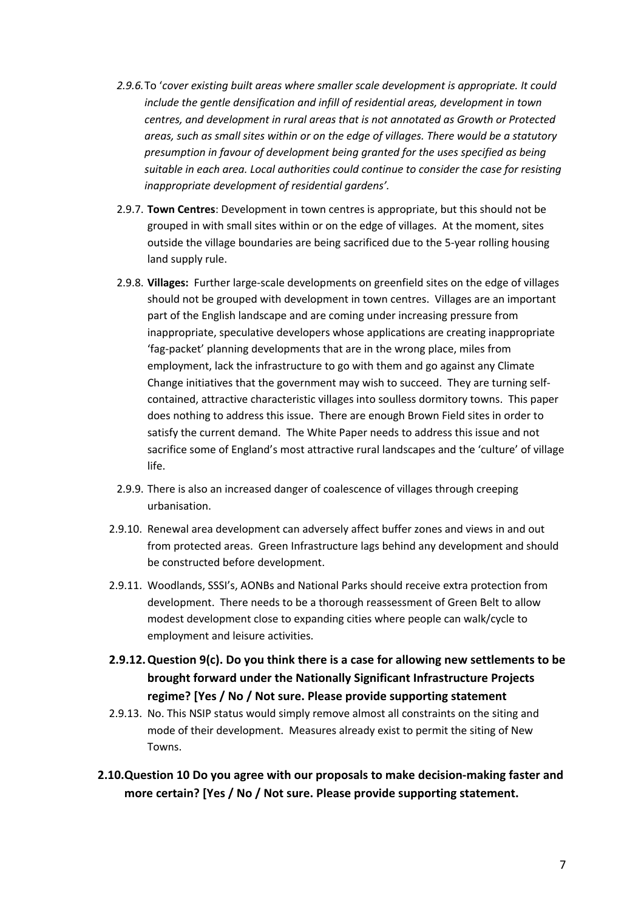2.9.6. To '*cover existing built areas where smaller scale development is appropriate. It could include the gentle densification and infill of residential areas, development in town centres, and development in rural areas that is not annotated as Growth or Protected areas, such as small sites within or on the edge of villages. There would be a statutory presumption in favour of development being granted for the uses specified as being suitable in each area. Local authorities could continue to consider the case for resisting inappropriate development of residential gardens'.*

2.9.7. **Town Centres**: Development in town centres is appropriate, but this should not be grouped in with small sites within or on the edge of villages. At the moment, sites outside the village boundaries are being sacrificed due to the 5-year rolling housing land supply rule.

2.9.8. **Villages:** Further large-scale developments on greenfield sites on the edge of villages should not be grouped with development in town centres. Villages are an important part of the English landscape and are coming under increasing pressure from inappropriate, speculative developers whose applications are creating inappropriate 'fag-packet' planning developments that are in the wrong place, miles from employment, lack the infrastructure to go with them and go against any Climate Change initiatives that the government may wish to succeed. They are turning self-contained, attractive characteristic villages into soulless dormitory towns. This paper does nothing to address this issue. There are enough Brown Field sites in order to satisfy the current demand. The White Paper needs to address this issue and not sacrifice some of England's most attractive rural landscapes and the 'culture' of village life.

2.9.9. There is also an increased danger of coalescence of villages through creeping urbanisation.

2.9.10. Renewal area development can adversely affect buffer zones and views in and out from protected areas. Green Infrastructure lags behind any development and should be constructed before development.

2.9.11. Woodlands, SSSI's, AONBs and National Parks should receive extra protection from development. There needs to be a thorough reassessment of Green Belt to allow modest development close to expanding cities where people can walk/cycle to employment and leisure activities.

### 2.9.12. Question 9(c). Do you think there is a case for allowing new settlements to be brought forward under the Nationally Significant Infrastructure Projects regime? [Yes / No / Not sure. Please provide supporting statement

2.9.13. No. This NSIP status would simply remove almost all constraints on the siting and mode of their development. Measures already exist to permit the siting of New Towns.

## 2.10. Question 10 Do you agree with our proposals to make decision-making faster and more certain? [Yes / No / Not sure. Please provide supporting statement.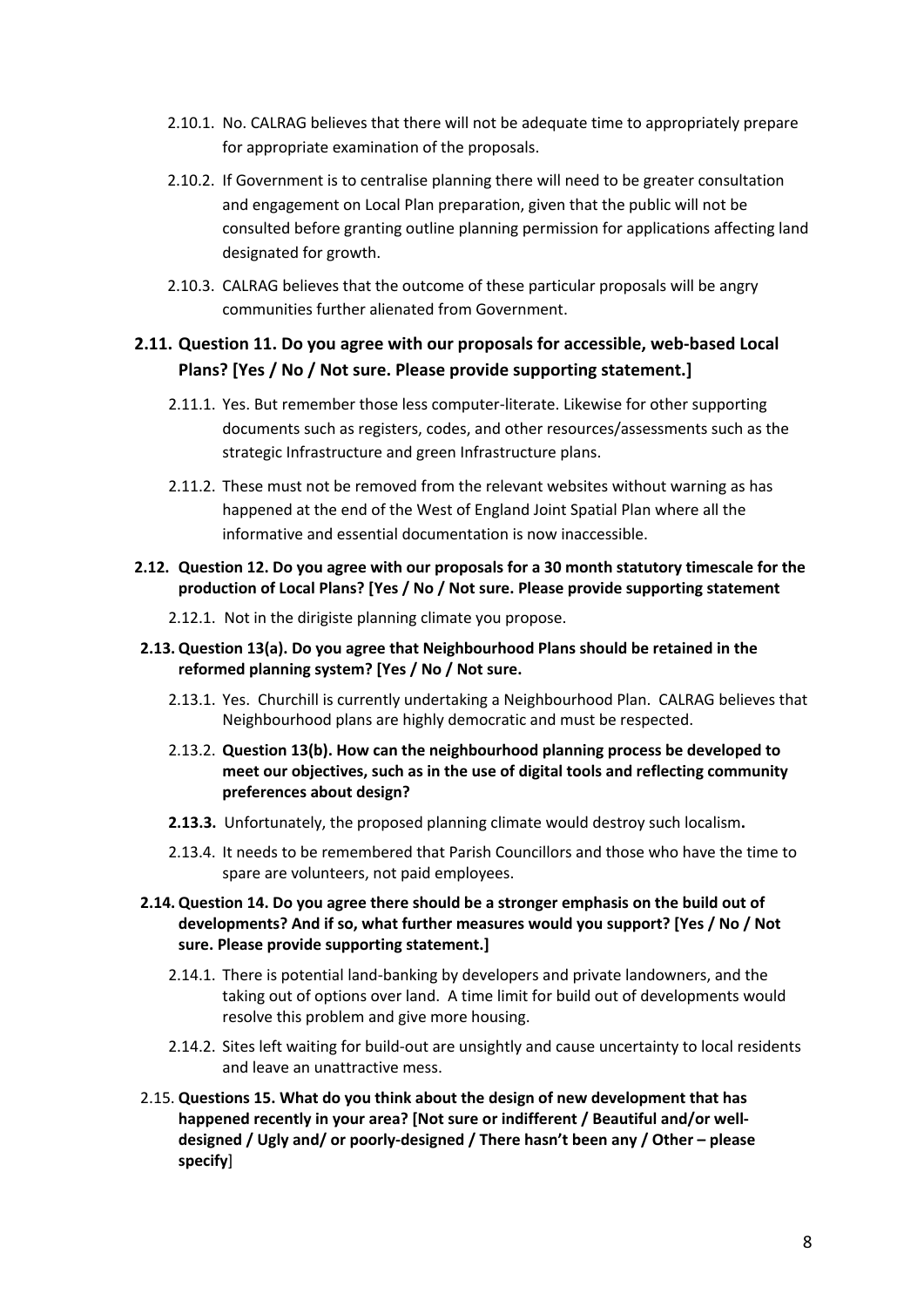2.10.1. No. CALRAG believes that there will not be adequate time to appropriately prepare for appropriate examination of the proposals.

2.10.2. If Government is to centralise planning there will need to be greater consultation and engagement on Local Plan preparation, given that the public will not be consulted before granting outline planning permission for applications affecting land designated for growth.

2.10.3. CALRAG believes that the outcome of these particular proposals will be angry communities further alienated from Government.

## 2.11. Question 11. Do you agree with our proposals for accessible, web-based Local Plans? [Yes / No / Not sure. Please provide supporting statement.]

2.11.1. Yes. But remember those less computer-literate. Likewise for other supporting documents such as registers, codes, and other resources/assessments such as the strategic Infrastructure and green Infrastructure plans.

2.11.2. These must not be removed from the relevant websites without warning as has happened at the end of the West of England Joint Spatial Plan where all the informative and essential documentation is now inaccessible.

**2.12. Question 12. Do you agree with our proposals for a 30 month statutory timescale for the production of Local Plans? [Yes / No / Not sure. Please provide supporting statement**

2.12.1. Not in the dirigiste planning climate you propose.

**2.13. Question 13(a). Do you agree that Neighbourhood Plans should be retained in the reformed planning system? [Yes / No / Not sure.**

2.13.1. Yes. Churchill is currently undertaking a Neighbourhood Plan. CALRAG believes that Neighbourhood plans are highly democratic and must be respected.

2.13.2. **Question 13(b). How can the neighbourhood planning process be developed to meet our objectives, such as in the use of digital tools and reflecting community preferences about design?**

**2.13.3.** Unfortunately, the proposed planning climate would destroy such localism**.**

2.13.4. It needs to be remembered that Parish Councillors and those who have the time to spare are volunteers, not paid employees.

**2.14. Question 14. Do you agree there should be a stronger emphasis on the build out of developments? And if so, what further measures would you support? [Yes / No / Not sure. Please provide supporting statement.]**

2.14.1. There is potential land-banking by developers and private landowners, and the taking out of options over land. A time limit for build out of developments would resolve this problem and give more housing.

2.14.2. Sites left waiting for build-out are unsightly and cause uncertainty to local residents and leave an unattractive mess.

2.15. **Questions 15. What do you think about the design of new development that has happened recently in your area? [Not sure or indifferent / Beautiful and/or well-designed / Ugly and/ or poorly-designed / There hasn't been any / Other – please specify**]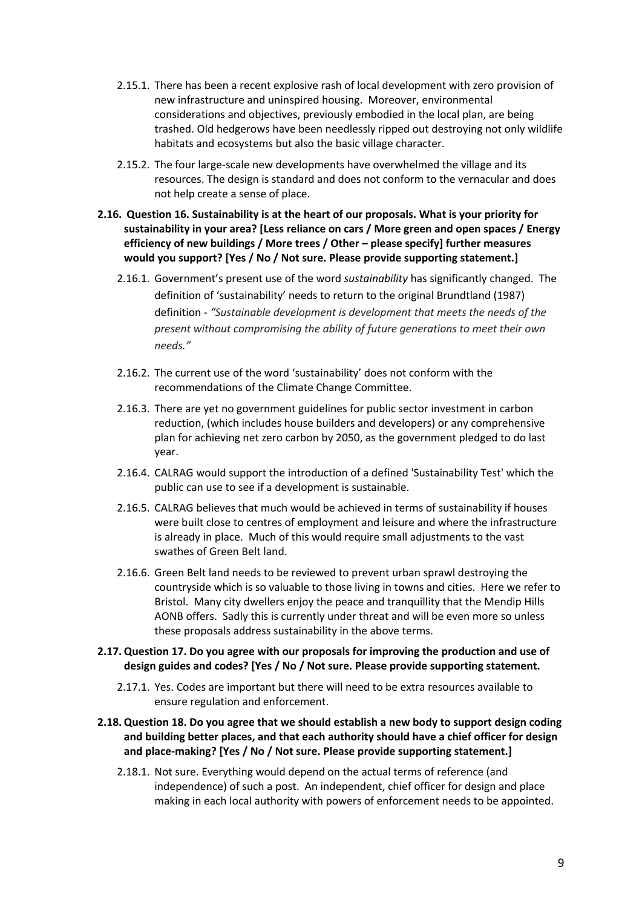2.15.1. There has been a recent explosive rash of local development with zero provision of new infrastructure and uninspired housing. Moreover, environmental considerations and objectives, previously embodied in the local plan, are being trashed. Old hedgerows have been needlessly ripped out destroying not only wildlife habitats and ecosystems but also the basic village character.

2.15.2. The four large-scale new developments have overwhelmed the village and its resources. The design is standard and does not conform to the vernacular and does not help create a sense of place.

**2.16. Question 16. Sustainability is at the heart of our proposals. What is your priority for sustainability in your area? [Less reliance on cars / More green and open spaces / Energy efficiency of new buildings / More trees / Other – please specify] further measures would you support? [Yes / No / Not sure. Please provide supporting statement.]**

2.16.1. Government's present use of the word *sustainability* has significantly changed. The definition of 'sustainability' needs to return to the original Brundtland (1987) definition - *"Sustainable development is development that meets the needs of the present without compromising the ability of future generations to meet their own needs."*

2.16.2. The current use of the word 'sustainability' does not conform with the recommendations of the Climate Change Committee.

2.16.3. There are yet no government guidelines for public sector investment in carbon reduction, (which includes house builders and developers) or any comprehensive plan for achieving net zero carbon by 2050, as the government pledged to do last year.

2.16.4. CALRAG would support the introduction of a defined 'Sustainability Test' which the public can use to see if a development is sustainable.

2.16.5. CALRAG believes that much would be achieved in terms of sustainability if houses were built close to centres of employment and leisure and where the infrastructure is already in place. Much of this would require small adjustments to the vast swathes of Green Belt land.

2.16.6. Green Belt land needs to be reviewed to prevent urban sprawl destroying the countryside which is so valuable to those living in towns and cities. Here we refer to Bristol. Many city dwellers enjoy the peace and tranquillity that the Mendip Hills AONB offers. Sadly this is currently under threat and will be even more so unless these proposals address sustainability in the above terms.

**2.17. Question 17. Do you agree with our proposals for improving the production and use of design guides and codes? [Yes / No / Not sure. Please provide supporting statement.**

2.17.1. Yes. Codes are important but there will need to be extra resources available to ensure regulation and enforcement.

**2.18. Question 18. Do you agree that we should establish a new body to support design coding and building better places, and that each authority should have a chief officer for design and place-making? [Yes / No / Not sure. Please provide supporting statement.]**

2.18.1. Not sure. Everything would depend on the actual terms of reference (and independence) of such a post. An independent, chief officer for design and place making in each local authority with powers of enforcement needs to be appointed.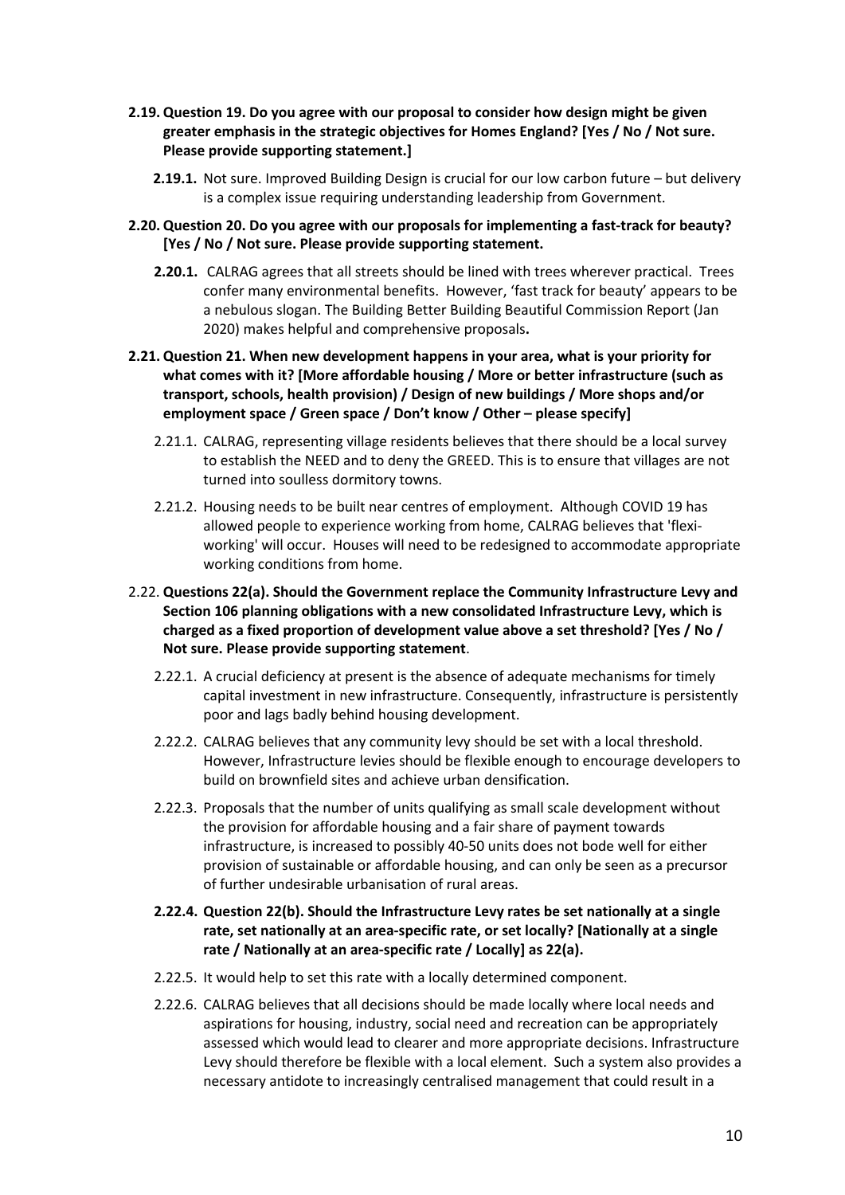**2.19. Question 19. Do you agree with our proposal to consider how design might be given greater emphasis in the strategic objectives for Homes England? [Yes / No / Not sure. Please provide supporting statement.]**

**2.19.1.** Not sure. Improved Building Design is crucial for our low carbon future – but delivery is a complex issue requiring understanding leadership from Government.

**2.20. Question 20. Do you agree with our proposals for implementing a fast-track for beauty? [Yes / No / Not sure. Please provide supporting statement.**

**2.20.1.** CALRAG agrees that all streets should be lined with trees wherever practical. Trees confer many environmental benefits. However, 'fast track for beauty' appears to be a nebulous slogan. The Building Better Building Beautiful Commission Report (Jan 2020) makes helpful and comprehensive proposals**.**

**2.21. Question 21. When new development happens in your area, what is your priority for what comes with it? [More affordable housing / More or better infrastructure (such as transport, schools, health provision) / Design of new buildings / More shops and/or employment space / Green space / Don't know / Other – please specify]**

2.21.1. CALRAG, representing village residents believes that there should be a local survey to establish the NEED and to deny the GREED. This is to ensure that villages are not turned into soulless dormitory towns.

2.21.2. Housing needs to be built near centres of employment. Although COVID 19 has allowed people to experience working from home, CALRAG believes that 'flexi-working' will occur. Houses will need to be redesigned to accommodate appropriate working conditions from home.

2.22. **Questions 22(a). Should the Government replace the Community Infrastructure Levy and Section 106 planning obligations with a new consolidated Infrastructure Levy, which is charged as a fixed proportion of development value above a set threshold? [Yes / No / Not sure. Please provide supporting statement**.

2.22.1. A crucial deficiency at present is the absence of adequate mechanisms for timely capital investment in new infrastructure. Consequently, infrastructure is persistently poor and lags badly behind housing development.

2.22.2. CALRAG believes that any community levy should be set with a local threshold. However, Infrastructure levies should be flexible enough to encourage developers to build on brownfield sites and achieve urban densification.

2.22.3. Proposals that the number of units qualifying as small scale development without the provision for affordable housing and a fair share of payment towards infrastructure, is increased to possibly 40-50 units does not bode well for either provision of sustainable or affordable housing, and can only be seen as a precursor of further undesirable urbanisation of rural areas.

**2.22.4. Question 22(b). Should the Infrastructure Levy rates be set nationally at a single rate, set nationally at an area-specific rate, or set locally? [Nationally at a single rate / Nationally at an area-specific rate / Locally] as 22(a).**

2.22.5. It would help to set this rate with a locally determined component.

2.22.6. CALRAG believes that all decisions should be made locally where local needs and aspirations for housing, industry, social need and recreation can be appropriately assessed which would lead to clearer and more appropriate decisions. Infrastructure Levy should therefore be flexible with a local element. Such a system also provides a necessary antidote to increasingly centralised management that could result in a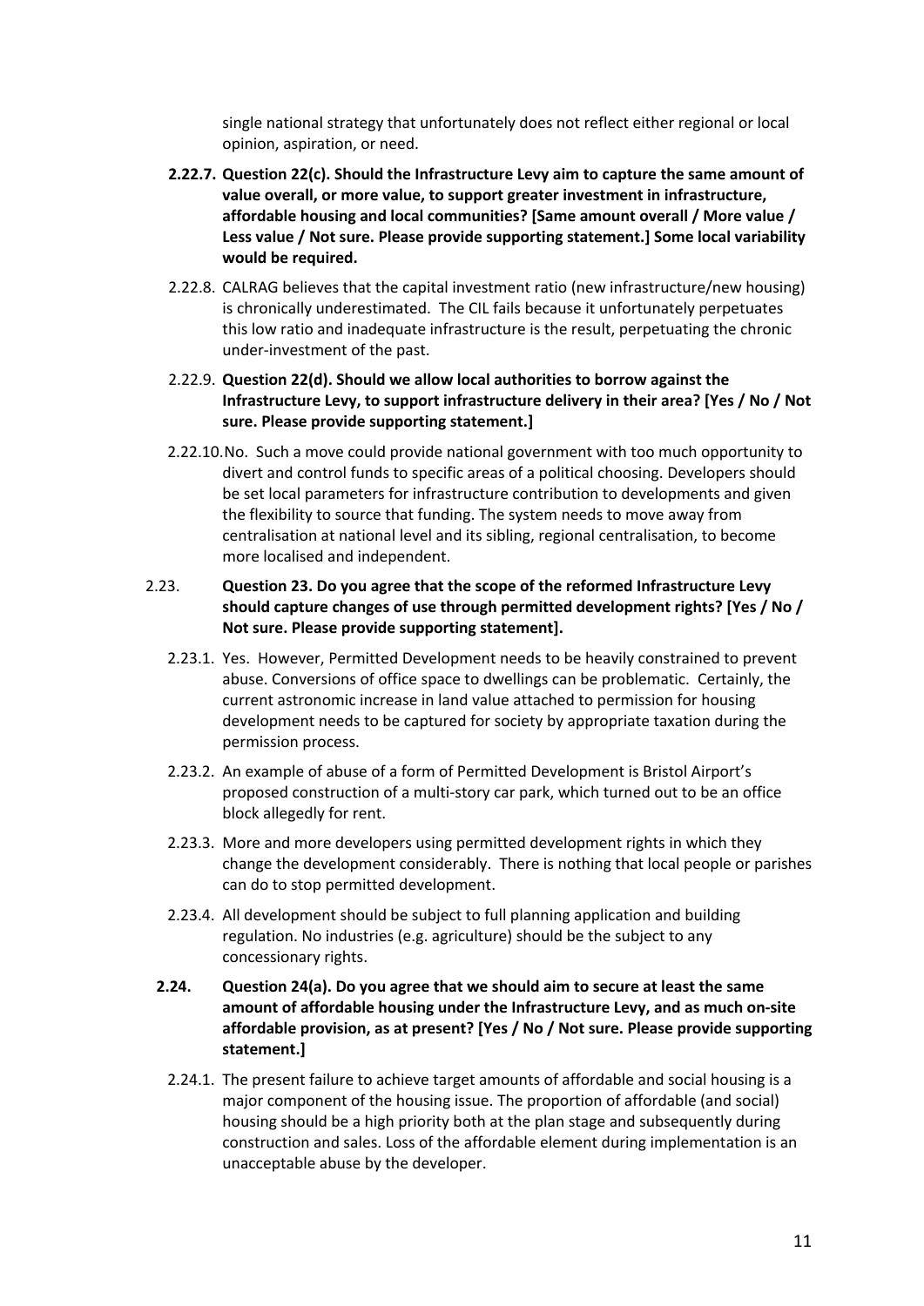single national strategy that unfortunately does not reflect either regional or local opinion, aspiration, or need.

**2.22.7. Question 22(c). Should the Infrastructure Levy aim to capture the same amount of value overall, or more value, to support greater investment in infrastructure, affordable housing and local communities? [Same amount overall / More value / Less value / Not sure. Please provide supporting statement.] Some local variability would be required.**

2.22.8. CALRAG believes that the capital investment ratio (new infrastructure/new housing) is chronically underestimated. The CIL fails because it unfortunately perpetuates this low ratio and inadequate infrastructure is the result, perpetuating the chronic under-investment of the past.

2.22.9. **Question 22(d). Should we allow local authorities to borrow against the Infrastructure Levy, to support infrastructure delivery in their area? [Yes / No / Not sure. Please provide supporting statement.]**

2.22.10. No. Such a move could provide national government with too much opportunity to divert and control funds to specific areas of a political choosing. Developers should be set local parameters for infrastructure contribution to developments and given the flexibility to source that funding. The system needs to move away from centralisation at national level and its sibling, regional centralisation, to become more localised and independent.

2.23. **Question 23. Do you agree that the scope of the reformed Infrastructure Levy should capture changes of use through permitted development rights? [Yes / No / Not sure. Please provide supporting statement].**

2.23.1. Yes. However, Permitted Development needs to be heavily constrained to prevent abuse. Conversions of office space to dwellings can be problematic. Certainly, the current astronomic increase in land value attached to permission for housing development needs to be captured for society by appropriate taxation during the permission process.

2.23.2. An example of abuse of a form of Permitted Development is Bristol Airport's proposed construction of a multi-story car park, which turned out to be an office block allegedly for rent.

2.23.3. More and more developers using permitted development rights in which they change the development considerably. There is nothing that local people or parishes can do to stop permitted development.

2.23.4. All development should be subject to full planning application and building regulation. No industries (e.g. agriculture) should be the subject to any concessionary rights.

**2.24. Question 24(a). Do you agree that we should aim to secure at least the same amount of affordable housing under the Infrastructure Levy, and as much on-site affordable provision, as at present? [Yes / No / Not sure. Please provide supporting statement.]**

2.24.1. The present failure to achieve target amounts of affordable and social housing is a major component of the housing issue. The proportion of affordable (and social) housing should be a high priority both at the plan stage and subsequently during construction and sales. Loss of the affordable element during implementation is an unacceptable abuse by the developer.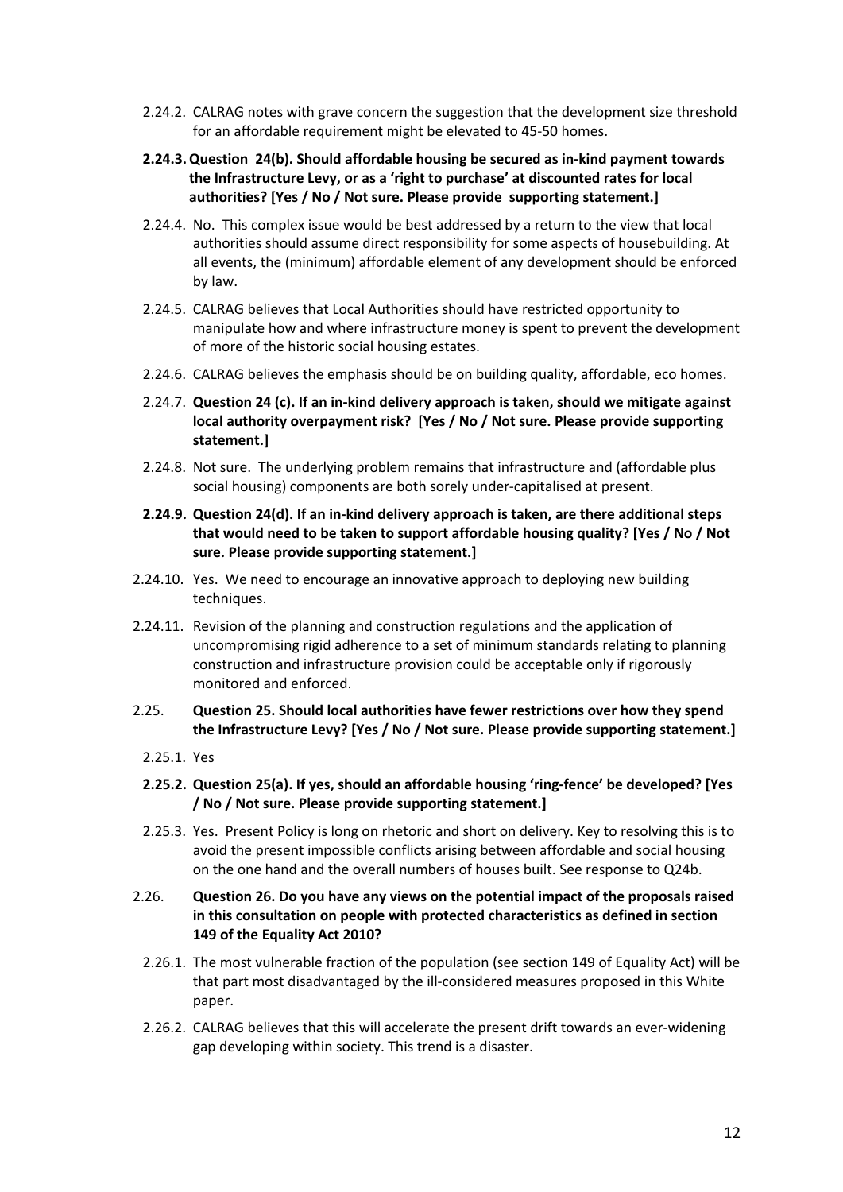2.24.2. CALRAG notes with grave concern the suggestion that the development size threshold for an affordable requirement might be elevated to 45-50 homes.

**2.24.3. Question 24(b). Should affordable housing be secured as in-kind payment towards the Infrastructure Levy, or as a 'right to purchase' at discounted rates for local authorities? [Yes / No / Not sure. Please provide supporting statement.]**

2.24.4. No. This complex issue would be best addressed by a return to the view that local authorities should assume direct responsibility for some aspects of housebuilding. At all events, the (minimum) affordable element of any development should be enforced by law.

2.24.5. CALRAG believes that Local Authorities should have restricted opportunity to manipulate how and where infrastructure money is spent to prevent the development of more of the historic social housing estates.

2.24.6. CALRAG believes the emphasis should be on building quality, affordable, eco homes.

2.24.7. **Question 24 (c). If an in-kind delivery approach is taken, should we mitigate against local authority overpayment risk? [Yes / No / Not sure. Please provide supporting statement.]**

2.24.8. Not sure. The underlying problem remains that infrastructure and (affordable plus social housing) components are both sorely under-capitalised at present.

**2.24.9. Question 24(d). If an in-kind delivery approach is taken, are there additional steps that would need to be taken to support affordable housing quality? [Yes / No / Not sure. Please provide supporting statement.]**

2.24.10. Yes. We need to encourage an innovative approach to deploying new building techniques.

2.24.11. Revision of the planning and construction regulations and the application of uncompromising rigid adherence to a set of minimum standards relating to planning construction and infrastructure provision could be acceptable only if rigorously monitored and enforced.

2.25. **Question 25. Should local authorities have fewer restrictions over how they spend the Infrastructure Levy? [Yes / No / Not sure. Please provide supporting statement.]**

2.25.1. Yes

**2.25.2. Question 25(a). If yes, should an affordable housing 'ring-fence' be developed? [Yes / No / Not sure. Please provide supporting statement.]**

2.25.3. Yes. Present Policy is long on rhetoric and short on delivery. Key to resolving this is to avoid the present impossible conflicts arising between affordable and social housing on the one hand and the overall numbers of houses built. See response to Q24b.

2.26. **Question 26. Do you have any views on the potential impact of the proposals raised in this consultation on people with protected characteristics as defined in section 149 of the Equality Act 2010?**

2.26.1. The most vulnerable fraction of the population (see section 149 of Equality Act) will be that part most disadvantaged by the ill-considered measures proposed in this White paper.

2.26.2. CALRAG believes that this will accelerate the present drift towards an ever-widening gap developing within society. This trend is a disaster.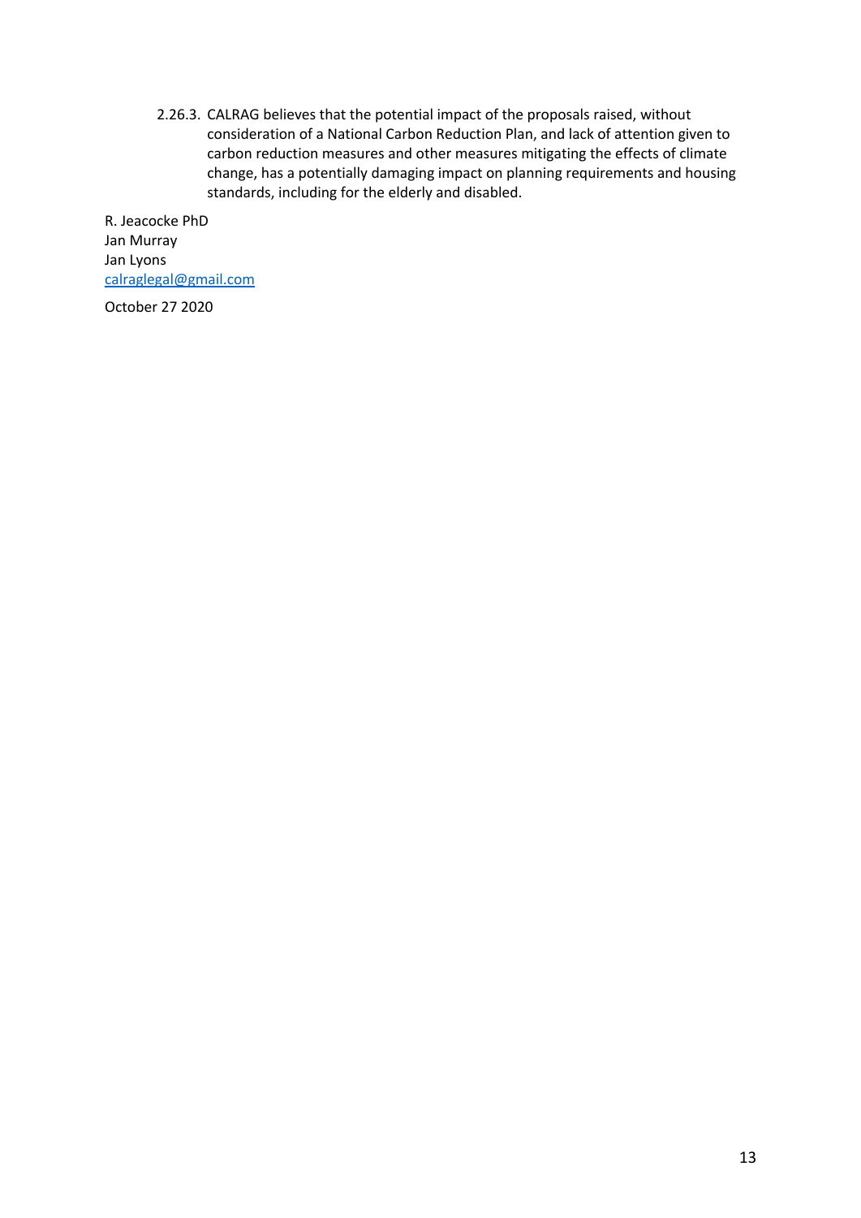2.26.3. CALRAG believes that the potential impact of the proposals raised, without consideration of a National Carbon Reduction Plan, and lack of attention given to carbon reduction measures and other measures mitigating the effects of climate change, has a potentially damaging impact on planning requirements and housing standards, including for the elderly and disabled.

R. Jeacocke PhD
Jan Murray
Jan Lyons
calraglegal@gmail.com

October 27 2020